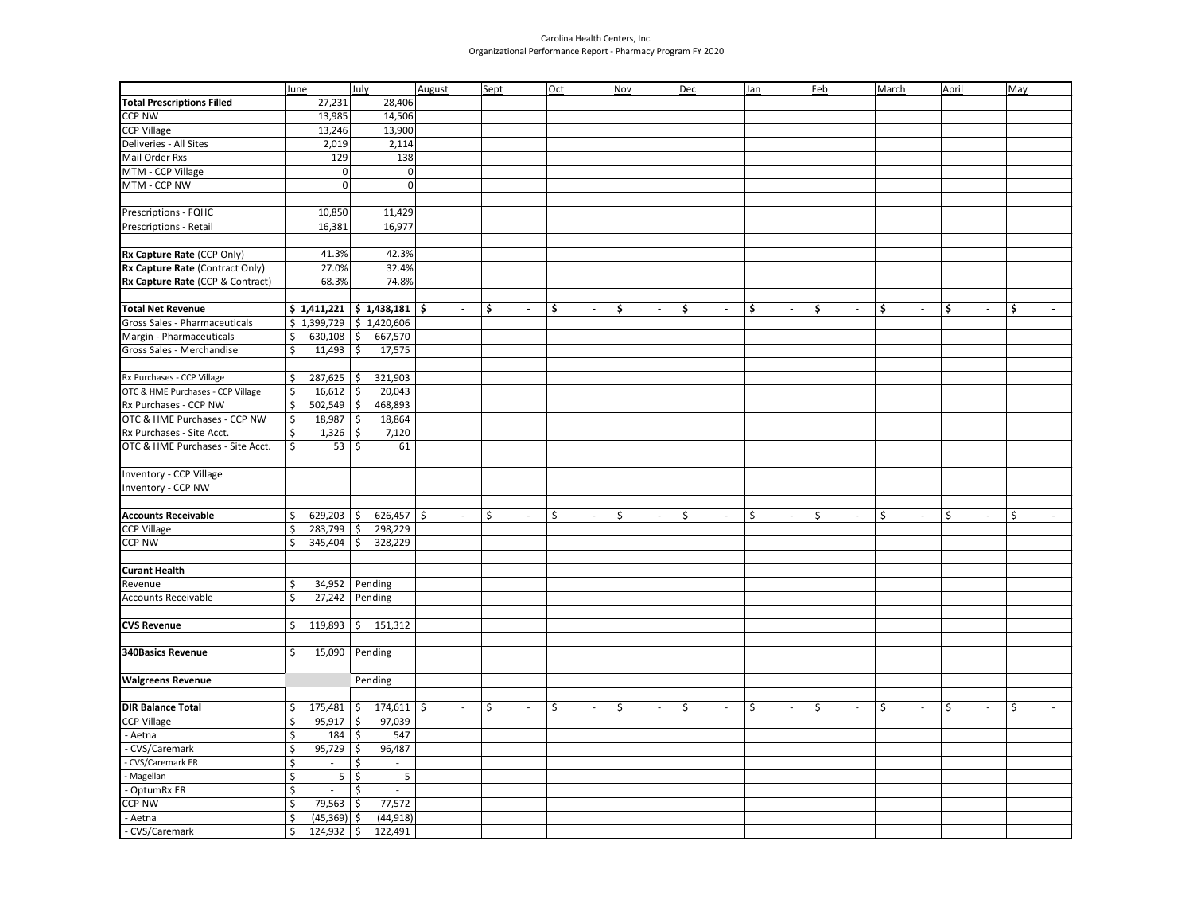Carolina Health Centers, Inc.
Organizational Performance Report - Pharmacy Program FY 2020

| | June | July | August | Sept | Oct | Nov | Dec | Jan | Feb | March | April | May |
|---|---|---|---|---|---|---|---|---|---|---|---|---|
| **Total Prescriptions Filled** | 27,231 | 28,406 | | | | | | | | | | |
| CCP NW | 13,985 | 14,506 | | | | | | | | | | |
| CCP Village | 13,246 | 13,900 | | | | | | | | | | |
| Deliveries - All Sites | 2,019 | 2,114 | | | | | | | | | | |
| Mail Order Rxs | 129 | 138 | | | | | | | | | | |
| MTM - CCP Village | 0 | 0 | | | | | | | | | | |
| MTM - CCP NW | 0 | 0 | | | | | | | | | | |
| | | | | | | | | | | | | |
| Prescriptions - FQHC | 10,850 | 11,429 | | | | | | | | | | |
| Prescriptions - Retail | 16,381 | 16,977 | | | | | | | | | | |
| | | | | | | | | | | | | |
| **Rx Capture Rate** (CCP Only) | 41.3% | 42.3% | | | | | | | | | | |
| **Rx Capture Rate** (Contract Only) | 27.0% | 32.4% | | | | | | | | | | |
| **Rx Capture Rate** (CCP & Contract) | 68.3% | 74.8% | | | | | | | | | | |
| | | | | | | | | | | | | |
| **Total Net Revenue** | **$ 1,411,221** | **$ 1,438,181** | **$ -** | **$ -** | **$ -** | **$ -** | **$ -** | **$ -** | **$ -** | **$ -** | **$ -** | **$ -** |
| Gross Sales - Pharmaceuticals | $ 1,399,729 | $ 1,420,606 | | | | | | | | | | |
| Margin - Pharmaceuticals | $ 630,108 | $ 667,570 | | | | | | | | | | |
| Gross Sales - Merchandise | $ 11,493 | $ 17,575 | | | | | | | | | | |
| | | | | | | | | | | | | |
| Rx Purchases - CCP Village | $ 287,625 | $ 321,903 | | | | | | | | | | |
| OTC & HME Purchases - CCP Village | $ 16,612 | $ 20,043 | | | | | | | | | | |
| Rx Purchases - CCP NW | $ 502,549 | $ 468,893 | | | | | | | | | | |
| OTC & HME Purchases - CCP NW | $ 18,987 | $ 18,864 | | | | | | | | | | |
| Rx Purchases - Site Acct. | $ 1,326 | $ 7,120 | | | | | | | | | | |
| OTC & HME Purchases - Site Acct. | $ 53 | $ 61 | | | | | | | | | | |
| | | | | | | | | | | | | |
| Inventory - CCP Village | | | | | | | | | | | | |
| Inventory - CCP NW | | | | | | | | | | | | |
| | | | | | | | | | | | | |
| **Accounts Receivable** | $ 629,203 | $ 626,457 | $ - | $ - | $ - | $ - | $ - | $ - | $ - | $ - | $ - | $ - |
| CCP Village | $ 283,799 | $ 298,229 | | | | | | | | | | |
| CCP NW | $ 345,404 | $ 328,229 | | | | | | | | | | |
| | | | | | | | | | | | | |
| **Curant Health** | | | | | | | | | | | | |
| Revenue | $ 34,952 | Pending | | | | | | | | | | |
| Accounts Receivable | $ 27,242 | Pending | | | | | | | | | | |
| | | | | | | | | | | | | |
| **CVS Revenue** | $ 119,893 | $ 151,312 | | | | | | | | | | |
| | | | | | | | | | | | | |
| **340Basics Revenue** | $ 15,090 | Pending | | | | | | | | | | |
| | | | | | | | | | | | | |
| **Walgreens Revenue** | | Pending | | | | | | | | | | |
| | | | | | | | | | | | | |
| **DIR Balance Total** | $ 175,481 | $ 174,611 | $ - | $ - | $ - | $ - | $ - | $ - | $ - | $ - | $ - | $ - |
| CCP Village | $ 95,917 | $ 97,039 | | | | | | | | | | |
| - Aetna | $ 184 | $ 547 | | | | | | | | | | |
| - CVS/Caremark | $ 95,729 | $ 96,487 | | | | | | | | | | |
| - CVS/Caremark ER | $ - | $ - | | | | | | | | | | |
| - Magellan | $ 5 | $ 5 | | | | | | | | | | |
| - OptumRx ER | $ - | $ - | | | | | | | | | | |
| CCP NW | $ 79,563 | $ 77,572 | | | | | | | | | | |
| - Aetna | $ (45,369) | $ (44,918) | | | | | | | | | | |
| - CVS/Caremark | $ 124,932 | $ 122,491 | | | | | | | | | | |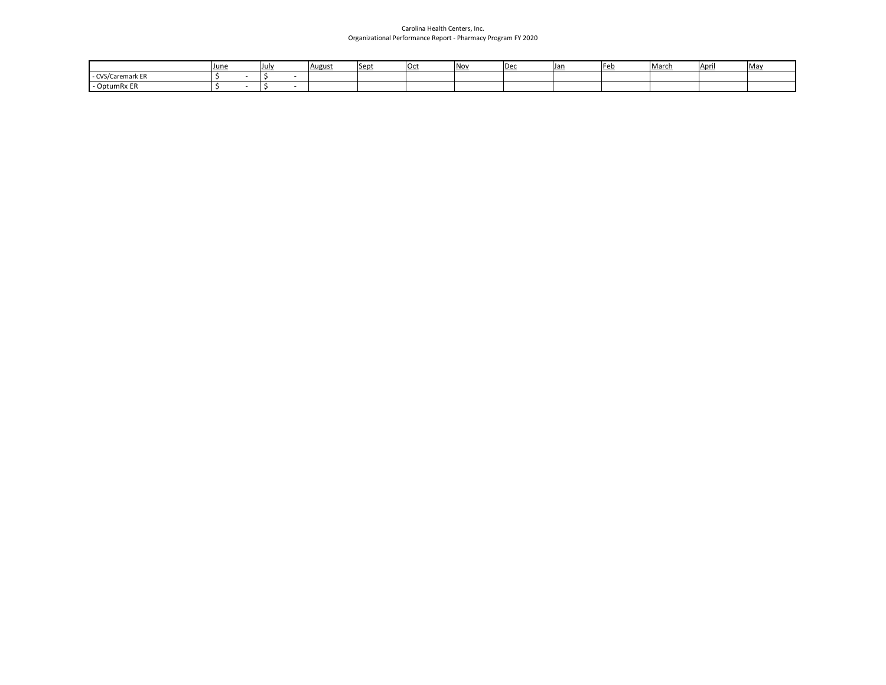Carolina Health Centers, Inc.
Organizational Performance Report - Pharmacy Program FY 2020

| | June | July | August | Sept | Oct | Nov | Dec | Jan | Feb | March | April | May |
|---|---|---|---|---|---|---|---|---|---|---|---|---|
| - CVS/Caremark ER | $ - | $ - | | | | | | | | | | |
| - OptumRx ER | $ - | $ - | | | | | | | | | | |